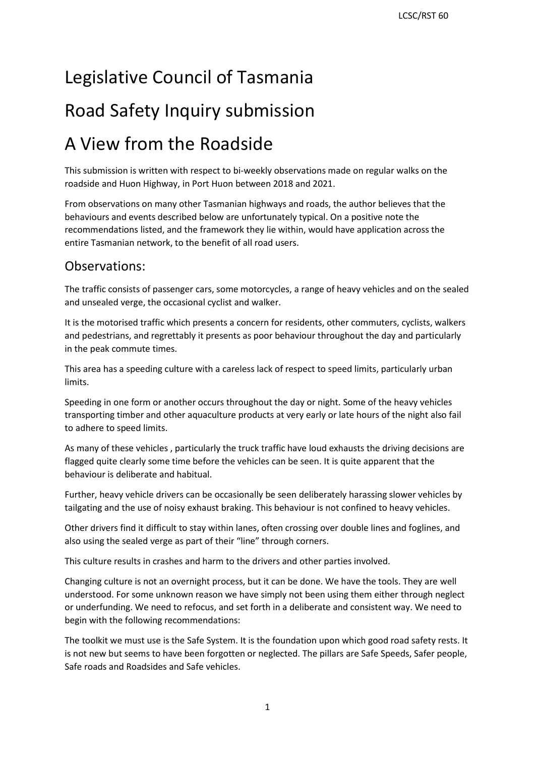# Legislative Council of Tasmania

# Road Safety Inquiry submission

# A View from the Roadside

This submission is written with respect to bi-weekly observations made on regular walks on the roadside and Huon Highway, in Port Huon between 2018 and 2021.

From observations on many other Tasmanian highways and roads, the author believes that the behaviours and events described below are unfortunately typical. On a positive note the recommendations listed, and the framework they lie within, would have application across the entire Tasmanian network, to the benefit of all road users.

## Observations:

The traffic consists of passenger cars, some motorcycles, a range of heavy vehicles and on the sealed and unsealed verge, the occasional cyclist and walker.

It is the motorised traffic which presents a concern for residents, other commuters, cyclists, walkers and pedestrians, and regrettably it presents as poor behaviour throughout the day and particularly in the peak commute times.

This area has a speeding culture with a careless lack of respect to speed limits, particularly urban limits.

Speeding in one form or another occurs throughout the day or night. Some of the heavy vehicles transporting timber and other aquaculture products at very early or late hours of the night also fail to adhere to speed limits.

As many of these vehicles , particularly the truck traffic have loud exhausts the driving decisions are flagged quite clearly some time before the vehicles can be seen. It is quite apparent that the behaviour is deliberate and habitual.

Further, heavy vehicle drivers can be occasionally be seen deliberately harassing slower vehicles by tailgating and the use of noisy exhaust braking. This behaviour is not confined to heavy vehicles.

Other drivers find it difficult to stay within lanes, often crossing over double lines and foglines, and also using the sealed verge as part of their "line" through corners.

This culture results in crashes and harm to the drivers and other parties involved.

Changing culture is not an overnight process, but it can be done. We have the tools. They are well understood. For some unknown reason we have simply not been using them either through neglect or underfunding. We need to refocus, and set forth in a deliberate and consistent way. We need to begin with the following recommendations:

The toolkit we must use is the Safe System. It is the foundation upon which good road safety rests. It is not new but seems to have been forgotten or neglected. The pillars are Safe Speeds, Safer people, Safe roads and Roadsides and Safe vehicles.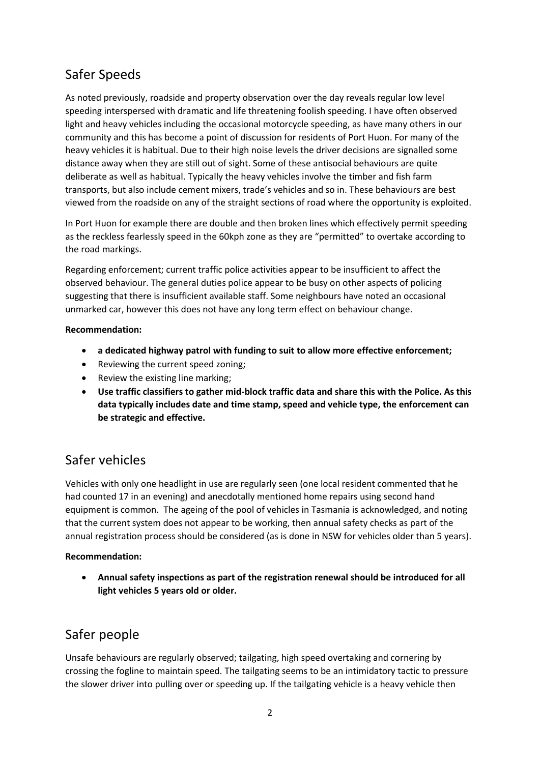## Safer Speeds

As noted previously, roadside and property observation over the day reveals regular low level speeding interspersed with dramatic and life threatening foolish speeding. I have often observed light and heavy vehicles including the occasional motorcycle speeding, as have many others in our community and this has become a point of discussion for residents of Port Huon. For many of the heavy vehicles it is habitual. Due to their high noise levels the driver decisions are signalled some distance away when they are still out of sight. Some of these antisocial behaviours are quite deliberate as well as habitual. Typically the heavy vehicles involve the timber and fish farm transports, but also include cement mixers, trade's vehicles and so in. These behaviours are best viewed from the roadside on any of the straight sections of road where the opportunity is exploited.

In Port Huon for example there are double and then broken lines which effectively permit speeding as the reckless fearlessly speed in the 60kph zone as they are "permitted" to overtake according to the road markings.

Regarding enforcement; current traffic police activities appear to be insufficient to affect the observed behaviour. The general duties police appear to be busy on other aspects of policing suggesting that there is insufficient available staff. Some neighbours have noted an occasional unmarked car, however this does not have any long term effect on behaviour change.

**Recommendation:**

- **a dedicated highway patrol with funding to suit to allow more effective enforcement;**
- Reviewing the current speed zoning;
- Review the existing line marking;
- **Use traffic classifiers to gather mid-block traffic data and share this with the Police. As this data typically includes date and time stamp, speed and vehicle type, the enforcement can be strategic and effective.**

## Safer vehicles

Vehicles with only one headlight in use are regularly seen (one local resident commented that he had counted 17 in an evening) and anecdotally mentioned home repairs using second hand equipment is common. The ageing of the pool of vehicles in Tasmania is acknowledged, and noting that the current system does not appear to be working, then annual safety checks as part of the annual registration process should be considered (as is done in NSW for vehicles older than 5 years).

**Recommendation:**

- **Annual safety inspections as part of the registration renewal should be introduced for all light vehicles 5 years old or older.**

## Safer people

Unsafe behaviours are regularly observed; tailgating, high speed overtaking and cornering by crossing the fogline to maintain speed. The tailgating seems to be an intimidatory tactic to pressure the slower driver into pulling over or speeding up. If the tailgating vehicle is a heavy vehicle then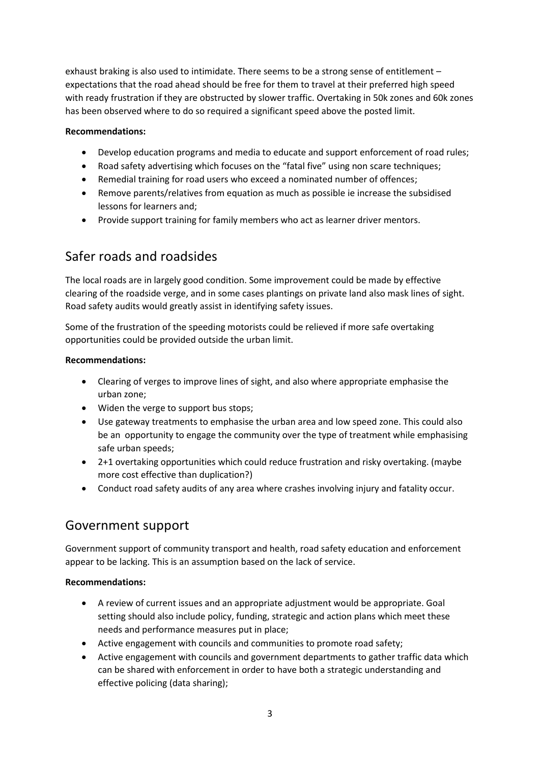exhaust braking is also used to intimidate. There seems to be a strong sense of entitlement – expectations that the road ahead should be free for them to travel at their preferred high speed with ready frustration if they are obstructed by slower traffic. Overtaking in 50k zones and 60k zones has been observed where to do so required a significant speed above the posted limit.

**Recommendations:**

- Develop education programs and media to educate and support enforcement of road rules;
- Road safety advertising which focuses on the "fatal five" using non scare techniques;
- Remedial training for road users who exceed a nominated number of offences;
- Remove parents/relatives from equation as much as possible ie increase the subsidised lessons for learners and;
- Provide support training for family members who act as learner driver mentors.

## Safer roads and roadsides

The local roads are in largely good condition. Some improvement could be made by effective clearing of the roadside verge, and in some cases plantings on private land also mask lines of sight. Road safety audits would greatly assist in identifying safety issues.

Some of the frustration of the speeding motorists could be relieved if more safe overtaking opportunities could be provided outside the urban limit.

**Recommendations:**

- Clearing of verges to improve lines of sight, and also where appropriate emphasise the urban zone;
- Widen the verge to support bus stops;
- Use gateway treatments to emphasise the urban area and low speed zone. This could also be an opportunity to engage the community over the type of treatment while emphasising safe urban speeds;
- 2+1 overtaking opportunities which could reduce frustration and risky overtaking. (maybe more cost effective than duplication?)
- Conduct road safety audits of any area where crashes involving injury and fatality occur.

## Government support

Government support of community transport and health, road safety education and enforcement appear to be lacking. This is an assumption based on the lack of service.

**Recommendations:**

- A review of current issues and an appropriate adjustment would be appropriate. Goal setting should also include policy, funding, strategic and action plans which meet these needs and performance measures put in place;
- Active engagement with councils and communities to promote road safety;
- Active engagement with councils and government departments to gather traffic data which can be shared with enforcement in order to have both a strategic understanding and effective policing (data sharing);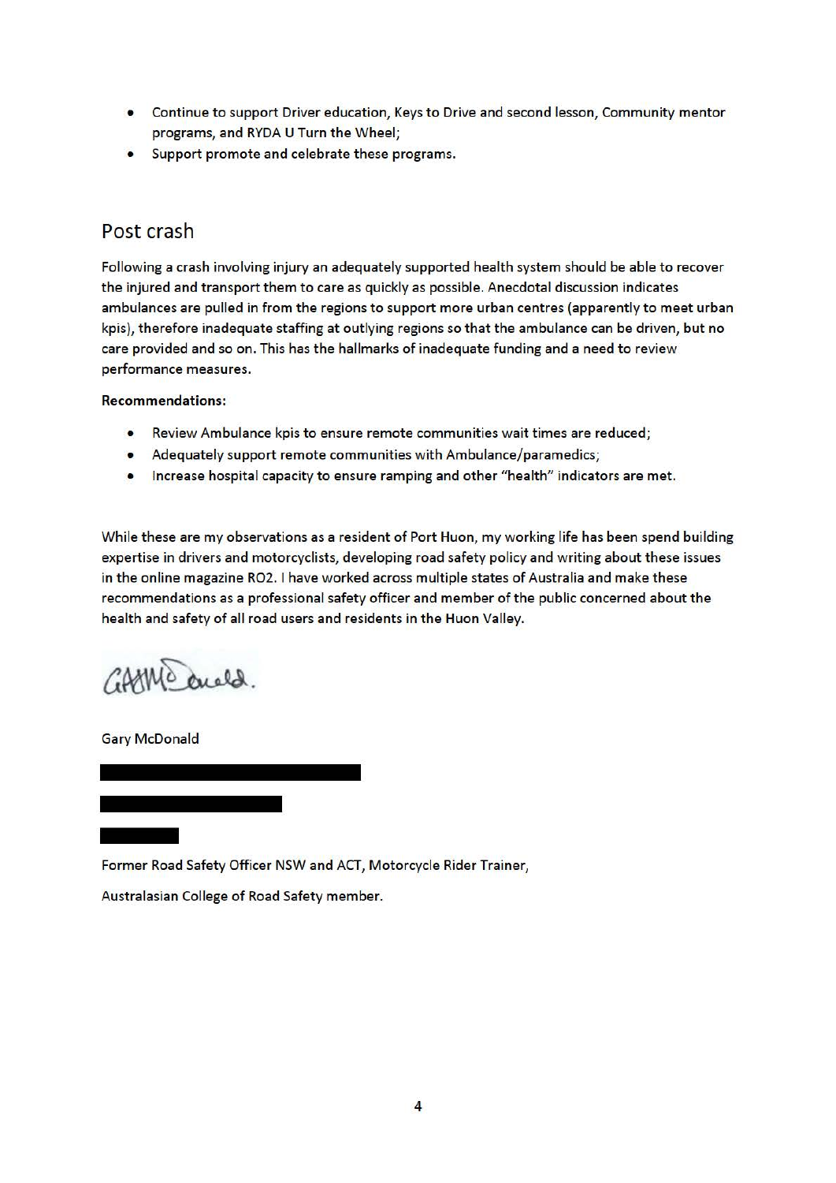- Continue to support Driver education, Keys to Drive and second lesson, Community mentor programs, and RYDA U Turn the Wheel;
- Support promote and celebrate these programs.

## Post crash

Following a crash involving injury an adequately supported health system should be able to recover the injured and transport them to care as quickly as possible. Anecdotal discussion indicates ambulances are pulled in from the regions to support more urban centres (apparently to meet urban kpis), therefore inadequate staffing at outlying regions so that the ambulance can be driven, but no care provided and so on. This has the hallmarks of inadequate funding and a need to review performance measures.

**Recommendations:**

- Review Ambulance kpis to ensure remote communities wait times are reduced;
- Adequately support remote communities with Ambulance/paramedics;
- Increase hospital capacity to ensure ramping and other "health" indicators are met.

While these are my observations as a resident of Port Huon, my working life has been spend building expertise in drivers and motorcyclists, developing road safety policy and writing about these issues in the online magazine RO2. I have worked across multiple states of Australia and make these recommendations as a professional safety officer and member of the public concerned about the health and safety of all road users and residents in the Huon Valley.

Gary McDonald

Former Road Safety Officer NSW and ACT, Motorcycle Rider Trainer,

Australasian College of Road Safety member.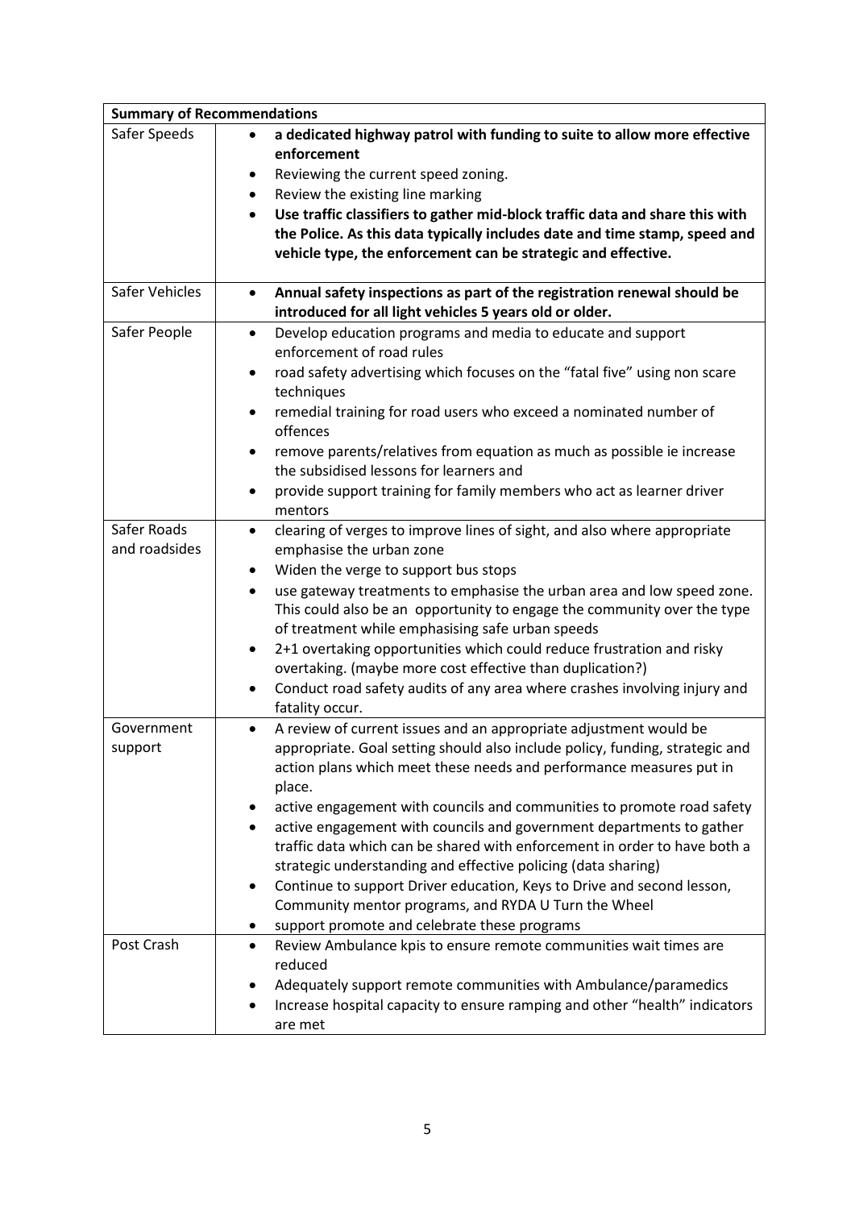| **Summary of Recommendations** | |
|---|---|
| Safer Speeds | • **a dedicated highway patrol with funding to suite to allow more effective enforcement**<br>• Reviewing the current speed zoning.<br>• Review the existing line marking<br>• **Use traffic classifiers to gather mid-block traffic data and share this with the Police. As this data typically includes date and time stamp, speed and vehicle type, the enforcement can be strategic and effective.** |
| Safer Vehicles | • **Annual safety inspections as part of the registration renewal should be introduced for all light vehicles 5 years old or older.** |
| Safer People | • Develop education programs and media to educate and support enforcement of road rules<br>• road safety advertising which focuses on the "fatal five" using non scare techniques<br>• remedial training for road users who exceed a nominated number of offences<br>• remove parents/relatives from equation as much as possible ie increase the subsidised lessons for learners and<br>• provide support training for family members who act as learner driver mentors |
| Safer Roads and roadsides | • clearing of verges to improve lines of sight, and also where appropriate emphasise the urban zone<br>• Widen the verge to support bus stops<br>• use gateway treatments to emphasise the urban area and low speed zone. This could also be an opportunity to engage the community over the type of treatment while emphasising safe urban speeds<br>• 2+1 overtaking opportunities which could reduce frustration and risky overtaking. (maybe more cost effective than duplication?)<br>• Conduct road safety audits of any area where crashes involving injury and fatality occur. |
| Government support | • A review of current issues and an appropriate adjustment would be appropriate. Goal setting should also include policy, funding, strategic and action plans which meet these needs and performance measures put in place.<br>• active engagement with councils and communities to promote road safety<br>• active engagement with councils and government departments to gather traffic data which can be shared with enforcement in order to have both a strategic understanding and effective policing (data sharing)<br>• Continue to support Driver education, Keys to Drive and second lesson, Community mentor programs, and RYDA U Turn the Wheel<br>• support promote and celebrate these programs |
| Post Crash | • Review Ambulance kpis to ensure remote communities wait times are reduced<br>• Adequately support remote communities with Ambulance/paramedics<br>• Increase hospital capacity to ensure ramping and other "health" indicators are met |